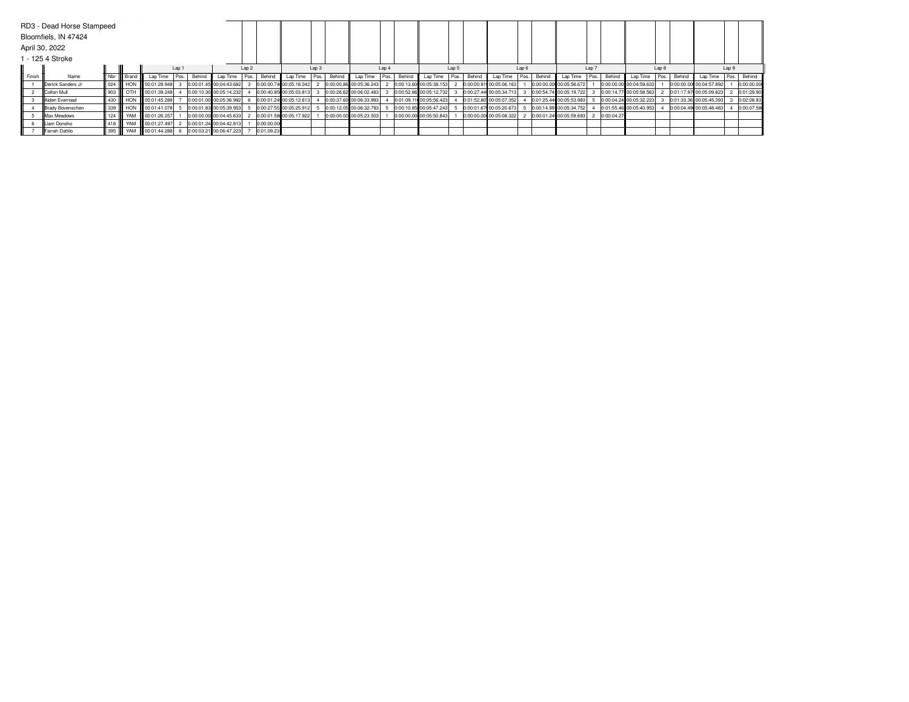RD3 - Dead Horse Stampeed

Bloomfiels, IN 47424

April 30, 2022

1 - 125 4 Stroke

| | | | | Lap 1 | | | Lap 2 | | | Lap 3 | | | Lap 4 | | | Lap 5 | | | Lap 6 | | | Lap 7 | | | Lap 8 | | | Lap 9 | | |
|---|---|---|---|---|---|---|---|---|---|---|---|---|---|---|---|---|---|---|---|---|---|---|---|---|---|---|---|---|---|---|
| Finish | Name | Nbr | Brand | Lap Time | Pos. | Behind | Lap Time | Pos. | Behind | Lap Time | Pos. | Behind | Lap Time | Pos. | Behind | Lap Time | Pos. | Behind | Lap Time | Pos. | Behind | Lap Time | Pos. | Behind | Lap Time | Pos. | Behind | Lap Time | Pos. | Behind |
| 1 | Derick Sanders Jr | 024 | HON | 00:01:28.948 | 3 | 0:00:01.45 | 00:04:43.682 | 3 | 0:00:00.74 | 00:05:18.042 | 2 | 0:00:00.86 | 00:05:36.243 | 2 | 0:00:13.60 | 00:05:38.153 | 2 | 0:00:00.91 | 00:05:06.163 | 1 | 0:00:00.00 | 00:05:56.672 | 1 | 0:00:00.00 | 00:04:59.633 | 1 | 0:00:00.00 | 00:04:57.892 | 1 | 0:00:00.00 |
| 2 | Colton Mull | 903 | OTH | 00:01:39.248 | 4 | 0:00:10.30 | 00:05:14.232 | 4 | 0:00:40.85 | 00:05:03.813 | 3 | 0:00:26.62 | 00:06:02.483 | 3 | 0:00:52.86 | 00:05:12.732 | 3 | 0:00:27.44 | 00:05:34.713 | 3 | 0:00:54.74 | 00:05:19.722 | 3 | 0:00:14.77 | 00:05:58.563 | 2 | 0:01:17.97 | 00:05:09.823 | 2 | 0:01:29.90 |
| 3 | Aiden Everroad | 430 | HON | 00:01:45.288 | 7 | 0:00:01.00 | 00:05:36.992 | 6 | 0:00:01.24 | 00:05:12.613 | 4 | 0:00:37.60 | 00:06:33.993 | 4 | 0:01:09.11 | 00:05:56.423 | 4 | 0:01:52.80 | 00:05:07.352 | 4 | 0:01:25.44 | 00:05:53.983 | 5 | 0:00:04.24 | 00:05:32.223 | 3 | 0:01:33.36 | 00:05:45.393 | 3 | 0:02:08.93 |
| 4 | Brady Bovenschen | 339 | HON | 00:01:41.078 | 5 | 0:00:01.83 | 00:05:39.953 | 5 | 0:00:27.55 | 00:05:25.912 | 5 | 0:00:12.05 | 00:06:32.793 | 5 | 0:00:10.85 | 00:05:47.243 | 5 | 0:00:01.67 | 00:05:20.673 | 5 | 0:00:14.99 | 00:05:34.752 | 4 | 0:01:55.46 | 00:05:40.953 | 4 | 0:00:04.49 | 00:05:48.483 | 4 | 0:00:07.58 |
| 5 | Max Meadows | 124 | YAM | 00:01:26.257 | 1 | 0:00:00.00 | 00:04:45.633 | 2 | 0:00:01.58 | 00:05:17.922 | 1 | 0:00:00.00 | 00:05:23.503 | 1 | 0:00:00.00 | 00:05:50.843 | 1 | 0:00:00.00 | 00:05:08.322 | 2 | 0:00:01.24 | 00:05:59.693 | 2 | 0:00:04.27 | | | | | | |
| 6 | Liam Donoho | 418 | YAM | 00:01:27.497 | 2 | 0:00:01.24 | 00:04:42.813 | 1 | 0:00:00.00 | | | | | | | | | | | | | | | | | | | | | |
| 7 | Farrah Dattilo | 395 | YAM | 00:01:44.288 | 6 | 0:00:03.21 | 00:06:47.223 | 7 | 0:01:09.23 | | | | | | | | | | | | | | | | | | | | | |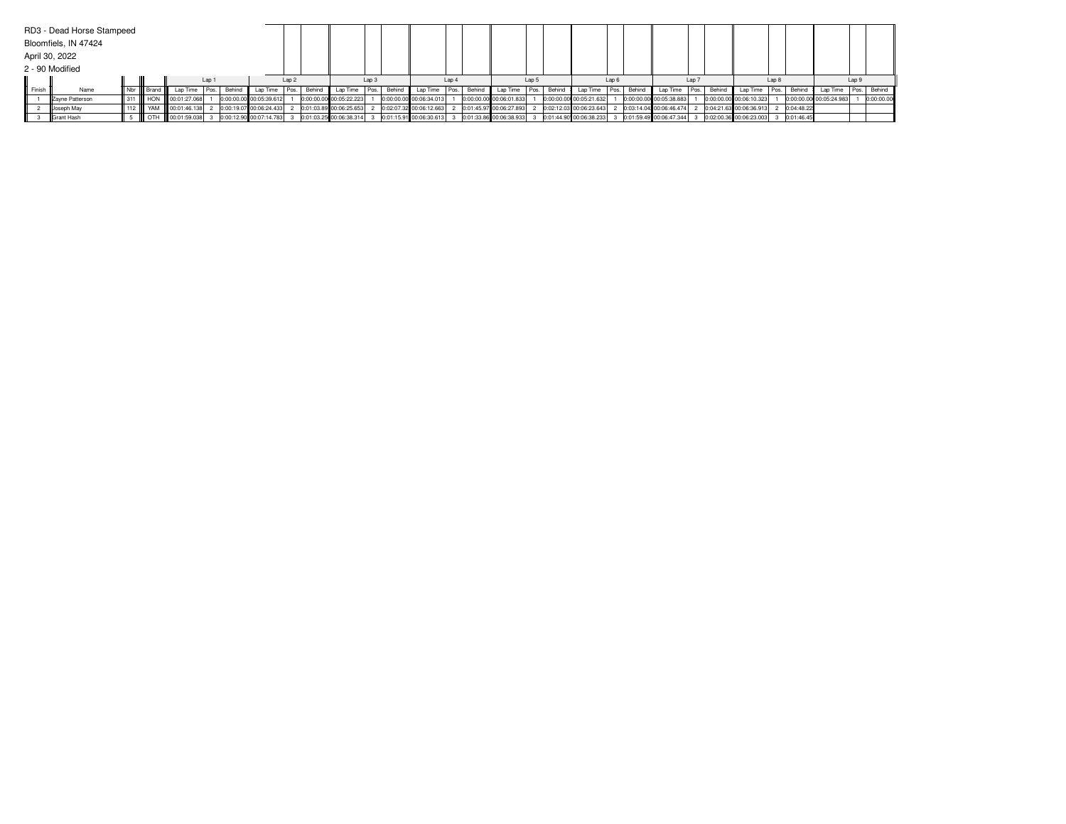RD3 - Dead Horse Stampeed

Bloomfiels, IN 47424

April 30, 2022

2 - 90 Modified

| Finish | Name | Nbr | Brand | Lap 1 Lap Time | Lap 1 Pos. | Lap 1 Behind | Lap 2 Lap Time | Lap 2 Pos. | Lap 2 Behind | Lap 3 Lap Time | Lap 3 Pos. | Lap 3 Behind | Lap 4 Lap Time | Lap 4 Pos. | Lap 4 Behind | Lap 5 Lap Time | Lap 5 Pos. | Lap 5 Behind | Lap 6 Lap Time | Lap 6 Pos. | Lap 6 Behind | Lap 7 Lap Time | Lap 7 Pos. | Lap 7 Behind | Lap 8 Lap Time | Lap 8 Pos. | Lap 8 Behind | Lap 9 Lap Time | Lap 9 Pos. | Lap 9 Behind |
|---|---|---|---|---|---|---|---|---|---|---|---|---|---|---|---|---|---|---|---|---|---|---|---|---|---|---|---|---|---|---|
| 1 | Zayne Patterson | 311 | HON | 00:01:27.068 | 1 | 0:00:00.00 | 00:05:39.612 | 1 | 0:00:00.00 | 00:05:22.223 | 1 | 0:00:00.00 | 00:06:34.013 | 1 | 0:00:00.00 | 00:06:01.833 | 1 | 0:00:00.00 | 00:05:21.632 | 1 | 0:00:00.00 | 00:05:38.883 | 1 | 0:00:00.00 | 00:06:10.323 | 1 | 0:00:00.00 | 00:05:24.983 | 1 | 0:00:00.00 |
| 2 | Joseph May | 112 | YAM | 00:01:46.138 | 2 | 0:00:19.07 | 00:06:24.433 | 2 | 0:01:03.89 | 00:06:25.653 | 2 | 0:02:07.32 | 00:06:12.663 | 2 | 0:01:45.97 | 00:06:27.893 | 2 | 0:02:12.03 | 00:06:23.643 | 2 | 0:03:14.04 | 00:06:46.474 | 2 | 0:04:21.63 | 00:06:36.913 | 2 | 0:04:48.22 | | | |
| 3 | Grant Hash | 5 | OTH | 00:01:59.038 | 3 | 0:00:12.90 | 00:07:14.783 | 3 | 0:01:03.25 | 00:06:38.314 | 3 | 0:01:15.91 | 00:06:30.613 | 3 | 0:01:33.86 | 00:06:38.933 | 3 | 0:01:44.90 | 00:06:38.233 | 3 | 0:01:59.49 | 00:06:47.344 | 3 | 0:02:00.36 | 00:06:23.003 | 3 | 0:01:46.45 | | | |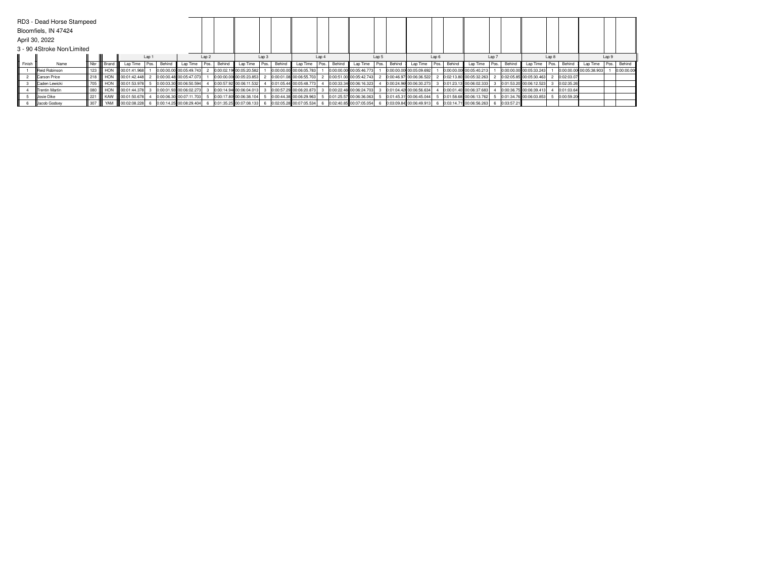RD3 - Dead Horse Stampeed

Bloomfiels, IN 47424

April 30, 2022

3 - 90 4Stroke Non/Limited

| | | | | Lap 1 | | | Lap 2 | | | Lap 3 | | | Lap 4 | | | Lap 5 | | | Lap 6 | | | Lap 7 | | | Lap 8 | | | Lap 9 | | |
|---|---|---|---|---|---|---|---|---|---|---|---|---|---|---|---|---|---|---|---|---|---|---|---|---|---|---|---|---|---|---|
| Finish | Name | Nbr | Brand | Lap Time | Pos. | Behind | Lap Time | Pos. | Behind | Lap Time | Pos. | Behind | Lap Time | Pos. | Behind | Lap Time | Pos. | Behind | Lap Time | Pos. | Behind | Lap Time | Pos. | Behind | Lap Time | Pos. | Behind | Lap Time | Pos. | Behind |
| 1 | Reid Robinson | 123 | HON | 00:01:41.968 | 1 | 0:00:00.00 | 00:05:49.743 | 2 | 0:00:02.19 | 00:05:20.582 | 1 | 0:00:00.00 | 00:06:05.783 | 1 | 0:00:00.00 | 00:05:46.773 | 1 | 0:00:00.00 | 00:05:09.692 | 1 | 0:00:00.00 | 00:05:40.213 | 1 | 0:00:00.00 | 00:05:33.243 | 1 | 0:00:00.00 | 00:05:38.903 | 1 | 0:00:00.00 |
| 2 | Carson Price | 218 | HON | 00:01:42.448 | 2 | 0:00:00.48 | 00:05:47.073 | 1 | 0:00:00.00 | 00:05:23.853 | 2 | 0:00:01.08 | 00:06:55.703 | 2 | 0:00:51.00 | 00:05:42.743 | 2 | 0:00:46.97 | 00:06:36.522 | 2 | 0:02:13.80 | 00:05:32.263 | 2 | 0:02:05.85 | 00:05:30.463 | 2 | 0:02:03.07 | | | |
| 3 | Caden Lewicki | 705 | HON | 00:01:53.978 | 5 | 0:00:03.30 | 00:06:50.594 | 4 | 0:00:57.92 | 00:06:11.532 | 4 | 0:01:05.44 | 00:05:48.773 | 4 | 0:00:33.34 | 00:06:16.323 | 4 | 0:00:24.96 | 00:06:30.273 | 3 | 0:01:23.13 | 00:06:02.333 | 3 | 0:01:53.20 | 00:06:12.523 | 3 | 0:02:35.26 | | | |
| 4 | Trentin Martin | 080 | HON | 00:01:44.378 | 3 | 0:00:01.93 | 00:06:02.273 | 3 | 0:00:14.94 | 00:06:04.013 | 3 | 0:00:57.29 | 00:06:20.873 | 3 | 0:00:22.46 | 00:06:24.703 | 3 | 0:01:04.42 | 00:06:56.634 | 4 | 0:00:01.40 | 00:06:37.683 | 4 | 0:00:36.75 | 00:06:39.413 | 4 | 0:01:03.64 | | | |
| 5 | Josie Dike | 221 | KAW | 00:01:50.678 | 4 | 0:00:06.30 | 00:07:11.703 | 5 | 0:00:17.80 | 00:06:38.104 | 5 | 0:00:44.38 | 00:06:29.963 | 5 | 0:01:25.57 | 00:06:36.063 | 5 | 0:01:45.31 | 00:06:45.044 | 5 | 0:01:58.68 | 00:06:13.762 | 5 | 0:01:34.76 | 00:06:03.853 | 5 | 0:00:59.20 | | | |
| 6 | Jacob Godsey | 307 | YAM | 00:02:08.228 | 6 | 0:00:14.25 | 00:08:29.404 | 6 | 0:01:35.25 | 00:07:08.133 | 6 | 0:02:05.28 | 00:07:05.534 | 6 | 0:02:40.85 | 00:07:05.054 | 6 | 0:03:09.84 | 00:06:49.913 | 6 | 0:03:14.71 | 00:06:56.263 | 6 | 0:03:57.21 | | | | | | |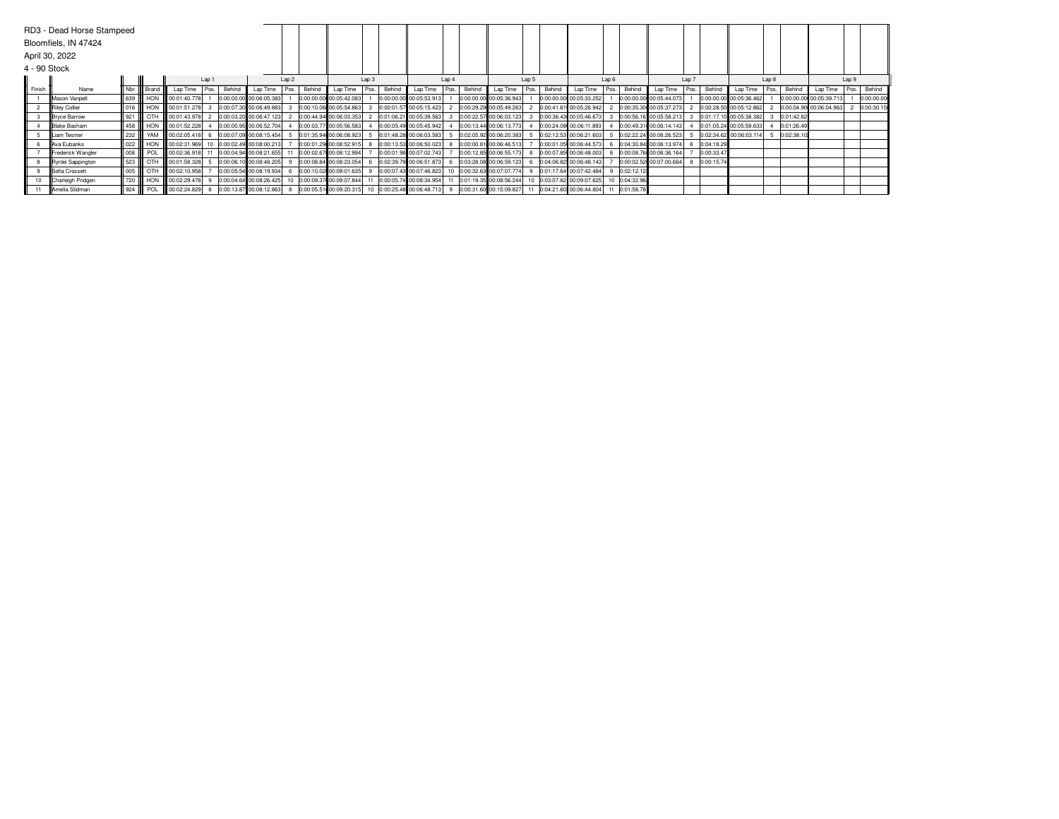RD3 - Dead Horse Stampeed

Bloomfiels, IN 47424

April 30, 2022

4 - 90 Stock

| | | | | Lap 1 | | | Lap 2 | | | Lap 3 | | | Lap 4 | | | Lap 5 | | | Lap 6 | | | Lap 7 | | | Lap 8 | | | Lap 9 | | |
|---|---|---|---|---|---|---|---|---|---|---|---|---|---|---|---|---|---|---|---|---|---|---|---|---|---|---|---|---|---|---|
| Finish | Name | Nbr | Brand | Lap Time | Pos. | Behind | Lap Time | Pos. | Behind | Lap Time | Pos. | Behind | Lap Time | Pos. | Behind | Lap Time | Pos. | Behind | Lap Time | Pos. | Behind | Lap Time | Pos. | Behind | Lap Time | Pos. | Behind | Lap Time | Pos. | Behind |
| 1 | Misson Vanpelt | 639 | HON | 00:01:40.778 | 1 | 0:00:00.00 | 00:06:05.383 | 1 | 0:00:00.00 | 00:05:42.083 | 1 | 0:00:00.00 | 00:05:53.913 | 1 | 0:00:00.00 | 00:05:36.943 | 1 | 0:00:00.00 | 00:05:33.252 | 1 | 0:00:00.00 | 00:05:44.073 | 1 | 0:00:00.00 | 00:05:36.462 | 1 | 0:00:00.00 | 00:05:39.713 | 1 | 0:00:00.00 |
| 2 | Riley Collier | 016 | HON | 00:01:51.278 | 3 | 0:00:07.30 | 00:06:49.883 | 3 | 0:00:10.06 | 00:05:54.863 | 3 | 0:00:01.57 | 00:05:15.423 | 2 | 0:00:29.29 | 00:05:49.263 | 2 | 0:00:41.61 | 00:05:26.942 | 2 | 0:00:35.30 | 00:05:37.273 | 2 | 0:00:28.50 | 00:05:12.862 | 2 | 0:00:04.90 | 00:06:04.963 | 2 | 0:00:30.15 |
| 3 | Bryce Barrow | 921 | OTH | 00:01:43.978 | 2 | 0:00:03.20 | 00:06:47.123 | 2 | 0:00:44.94 | 00:06:03.353 | 2 | 0:01:06.21 | 00:05:39.563 | 3 | 0:00:22.57 | 00:06:03.123 | 3 | 0:00:36.43 | 00:05:46.673 | 3 | 0:00:56.16 | 00:05:58.213 | 3 | 0:01:17.10 | 00:05:38.382 | 3 | 0:01:42.62 | | | |
| 4 | Blake Basham | 458 | HON | 00:01:52.228 | 4 | 0:00:00.95 | 00:06:52.704 | 4 | 0:00:03.77 | 00:05:56.583 | 4 | 0:00:05.49 | 00:05:45.942 | 4 | 0:00:13.44 | 00:06:13.773 | 4 | 0:00:24.09 | 00:06:11.893 | 4 | 0:00:49.31 | 00:06:14.143 | 4 | 0:01:05.24 | 00:05:59.633 | 4 | 0:01:26.49 | | | |
| 5 | Liam Tesmer | 232 | YAM | 00:02:05.418 | 6 | 0:00:07.09 | 00:08:15.454 | 5 | 0:01:35.94 | 00:06:08.923 | 5 | 0:01:48.28 | 00:06:03.583 | 5 | 0:02:05.92 | 00:06:20.383 | 5 | 0:02:12.53 | 00:06:21.603 | 5 | 0:02:22.24 | 00:06:26.523 | 5 | 0:02:34.62 | 00:06:03.114 | 5 | 0:02:38.10 | | | |
| 6 | Ava Eubanks | 022 | HON | 00:02:31.969 | 10 | 0:00:02.49 | 00:08:00.213 | 7 | 0:00:01.29 | 00:08:52.915 | 8 | 0:00:13.53 | 00:06:50.023 | 8 | 0:00:00.81 | 00:06:46.513 | 7 | 0:00:01.05 | 00:06:44.573 | 6 | 0:04:30.84 | 00:06:13.974 | 6 | 0:04:18.29 | | | | | | |
| 7 | Frederick Wangler | 008 | POL | 00:02:36.918 | 11 | 0:00:04.94 | 00:08:21.655 | 11 | 0:00:02.67 | 00:08:12.994 | 7 | 0:00:01.98 | 00:07:02.743 | 7 | 0:00:12.85 | 00:06:55.173 | 8 | 0:00:07.85 | 00:06:48.003 | 8 | 0:00:08.76 | 00:06:36.164 | 7 | 0:00:33.47 | | | | | | |
| 8 | Rynlei Sappington | 523 | OTH | 00:01:58.328 | 5 | 0:00:06.10 | 00:08:48.205 | 9 | 0:00:08.84 | 00:08:23.054 | 6 | 0:02:39.79 | 00:06:51.873 | 6 | 0:03:28.08 | 00:06:59.123 | 6 | 0:04:06.82 | 00:06:48.143 | 7 | 0:00:02.52 | 00:07:00.664 | 8 | 0:00:15.74 | | | | | | |
| 9 | Sofia Crossett | 005 | OTH | 00:02:10.958 | 7 | 0:00:05.54 | 00:08:19.934 | 6 | 0:00:10.02 | 00:09:01.635 | 9 | 0:00:07.43 | 00:07:46.823 | 10 | 0:00:32.63 | 00:07:07.774 | 9 | 0:01:17.64 | 00:07:42.484 | 9 | 0:02:12.12 | | | | | | | | | |
| 10 | Charleigh Pridgen | 720 | HON | 00:02:29.478 | 9 | 0:00:04.64 | 00:08:26.425 | 10 | 0:00:09.37 | 00:09:07.844 | 11 | 0:00:05.74 | 00:08:34.954 | 11 | 0:01:19.35 | 00:08:56.244 | 10 | 0:03:07.82 | 00:09:07.625 | 10 | 0:04:32.96 | | | | | | | | | |
| 11 | Amelia Stidman | 924 | POL | 00:02:24.829 | 8 | 0:00:13.87 | 00:08:12.863 | 8 | 0:00:05.51 | 00:09:20.315 | 10 | 0:00:25.48 | 00:06:48.713 | 9 | 0:00:31.60 | 00:15:09.827 | 11 | 0:04:21.60 | 00:06:44.804 | 11 | 0:01:58.78 | | | | | | | | | |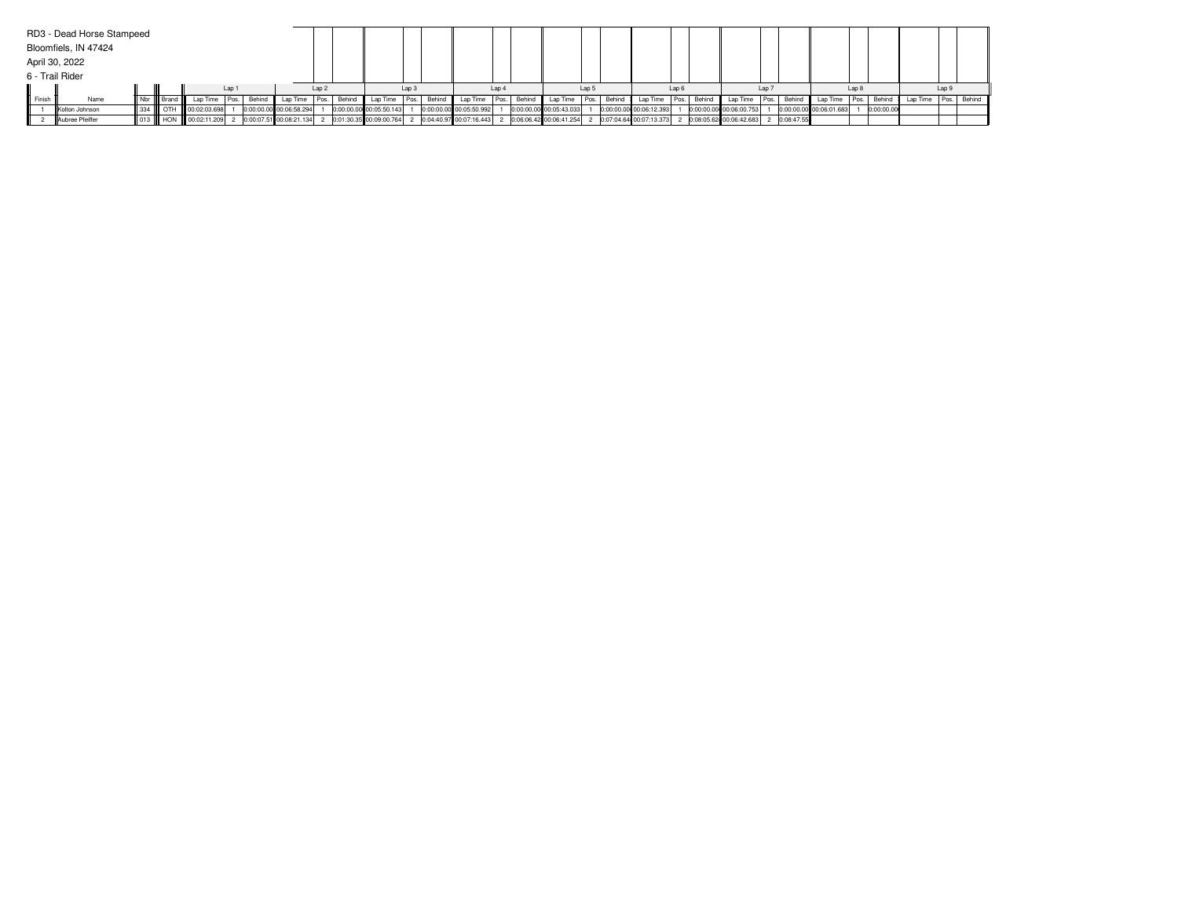RD3 - Dead Horse Stampeed

Bloomfiels, IN 47424

April 30, 2022

6 - Trail Rider

| | | | | Lap 1 | | | Lap 2 | | | Lap 3 | | | Lap 4 | | | Lap 5 | | | Lap 6 | | | Lap 7 | | | Lap 8 | | | Lap 9 | | |
|---|---|---|---|---|---|---|---|---|---|---|---|---|---|---|---|---|---|---|---|---|---|---|---|---|---|---|---|---|---|---|
| Finish | Name | Nbr | Brand | Lap Time | Pos. | Behind | Lap Time | Pos. | Behind | Lap Time | Pos. | Behind | Lap Time | Pos. | Behind | Lap Time | Pos. | Behind | Lap Time | Pos. | Behind | Lap Time | Pos. | Behind | Lap Time | Pos. | Behind | Lap Time | Pos. | Behind |
| 1 | Kelton Johnson | 334 | OTH | 00:02:03.698 | 1 | 0:00:00.00 | 00:06:58.294 | 1 | 0:00:00.00 | 00:05:50.143 | 1 | 0:00:00.00 | 00:05:50.992 | 1 | 0:00:00.00 | 00:05:43.033 | 1 | 0:00:00.00 | 00:06:12.393 | 1 | 0:00:00.00 | 00:06:00.753 | 1 | 0:00:00.00 | 00:06:01.683 | 1 | 0:00:00.00 | | | |
| 2 | Aubree Pfeiffer | 013 | HON | 00:02:11.209 | 2 | 0:00:07.51 | 00:08:21.134 | 2 | 0:01:30.35 | 00:09:00.764 | 2 | 0:04:40.97 | 00:07:16.443 | 2 | 0:06:06.42 | 00:06:41.254 | 2 | 0:07:04.64 | 00:07:13.373 | 2 | 0:08:05.62 | 00:06:42.683 | 2 | 0:08:47.55 | | | | | | |